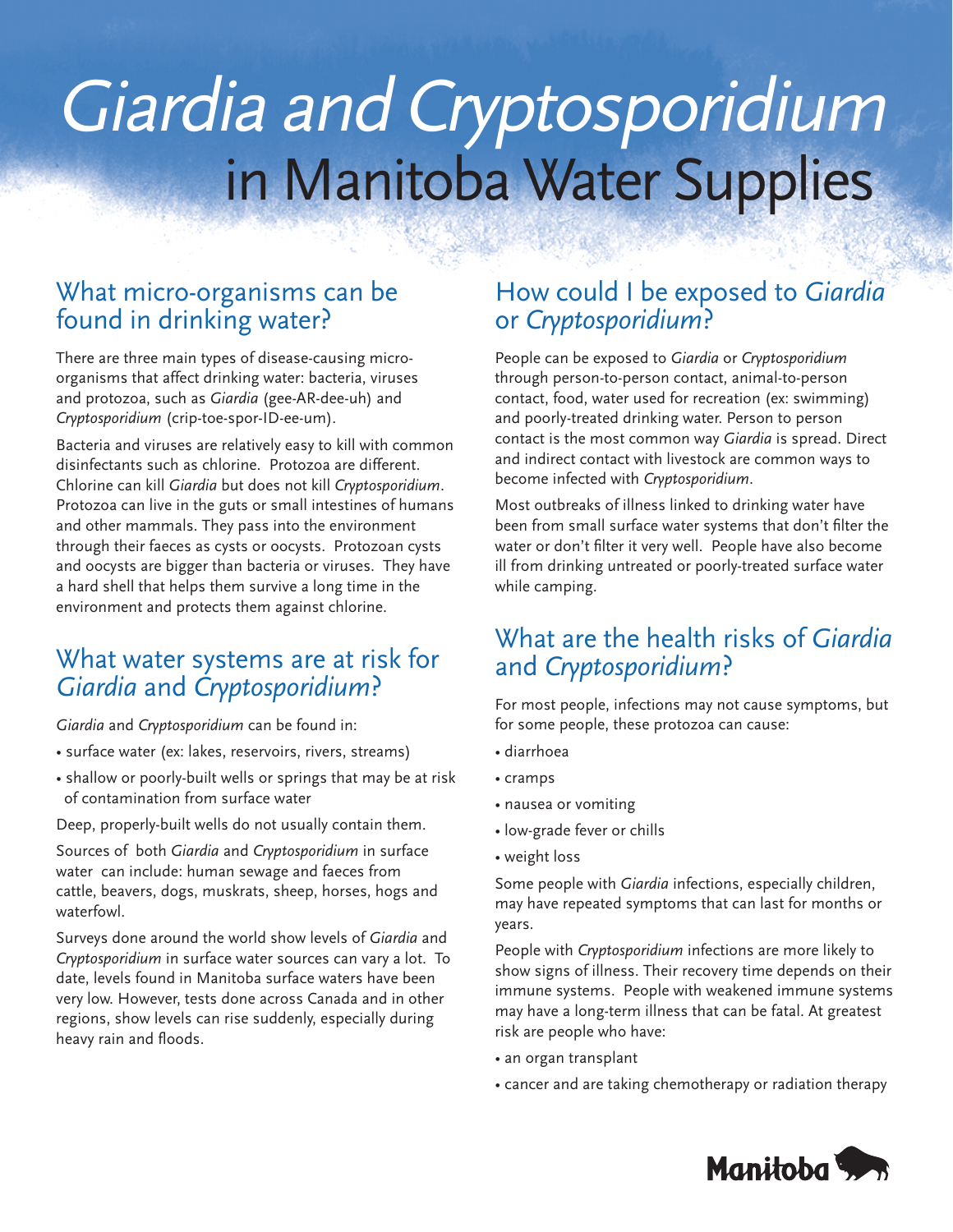# *Giardia and Cryptosporidium* in Manitoba Water Supplies

## What micro-organisms can be found in drinking water?

There are three main types of disease-causing micro-organisms that affect drinking water: bacteria, viruses and protozoa, such as *Giardia* (gee-AR-dee-uh) and *Cryptosporidium* (crip-toe-spor-ID-ee-um).

Bacteria and viruses are relatively easy to kill with common disinfectants such as chlorine. Protozoa are different. Chlorine can kill *Giardia* but does not kill *Cryptosporidium*. Protozoa can live in the guts or small intestines of humans and other mammals. They pass into the environment through their faeces as cysts or oocysts. Protozoan cysts and oocysts are bigger than bacteria or viruses. They have a hard shell that helps them survive a long time in the environment and protects them against chlorine.

## What water systems are at risk for *Giardia* and *Cryptosporidium*?

*Giardia* and *Cryptosporidium* can be found in:

- surface water (ex: lakes, reservoirs, rivers, streams)
- shallow or poorly-built wells or springs that may be at risk of contamination from surface water

Deep, properly-built wells do not usually contain them.

Sources of both *Giardia* and *Cryptosporidium* in surface water can include: human sewage and faeces from cattle, beavers, dogs, muskrats, sheep, horses, hogs and waterfowl.

Surveys done around the world show levels of *Giardia* and *Cryptosporidium* in surface water sources can vary a lot. To date, levels found in Manitoba surface waters have been very low. However, tests done across Canada and in other regions, show levels can rise suddenly, especially during heavy rain and floods.

## How could I be exposed to *Giardia* or *Cryptosporidium*?

People can be exposed to *Giardia* or *Cryptosporidium* through person-to-person contact, animal-to-person contact, food, water used for recreation (ex: swimming) and poorly-treated drinking water. Person to person contact is the most common way *Giardia* is spread. Direct and indirect contact with livestock are common ways to become infected with *Cryptosporidium*.

Most outbreaks of illness linked to drinking water have been from small surface water systems that don't filter the water or don't filter it very well. People have also become ill from drinking untreated or poorly-treated surface water while camping.

## What are the health risks of *Giardia* and *Cryptosporidium*?

For most people, infections may not cause symptoms, but for some people, these protozoa can cause:

- diarrhoea
- cramps
- nausea or vomiting
- low-grade fever or chills
- weight loss

Some people with *Giardia* infections, especially children, may have repeated symptoms that can last for months or years.

People with *Cryptosporidium* infections are more likely to show signs of illness. Their recovery time depends on their immune systems. People with weakened immune systems may have a long-term illness that can be fatal. At greatest risk are people who have:

- an organ transplant
- cancer and are taking chemotherapy or radiation therapy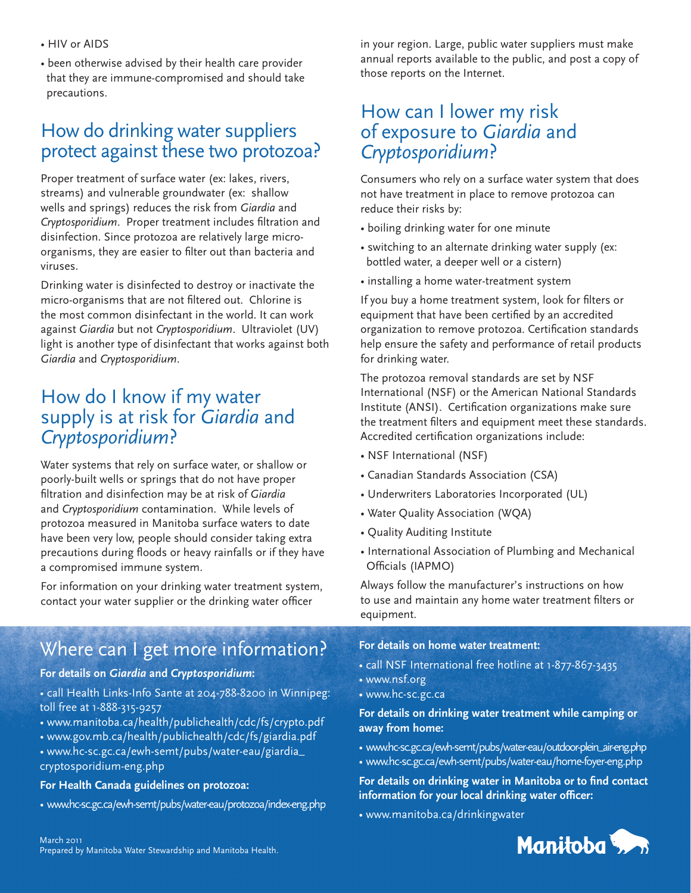- HIV or AIDS
- been otherwise advised by their health care provider that they are immune-compromised and should take precautions.

## How do drinking water suppliers protect against these two protozoa?

Proper treatment of surface water (ex: lakes, rivers, streams) and vulnerable groundwater (ex: shallow wells and springs) reduces the risk from *Giardia* and *Cryptosporidium*. Proper treatment includes filtration and disinfection. Since protozoa are relatively large micro-organisms, they are easier to filter out than bacteria and viruses.

Drinking water is disinfected to destroy or inactivate the micro-organisms that are not filtered out. Chlorine is the most common disinfectant in the world. It can work against *Giardia* but not *Cryptosporidium*. Ultraviolet (UV) light is another type of disinfectant that works against both *Giardia* and *Cryptosporidium*.

## How do I know if my water supply is at risk for *Giardia* and *Cryptosporidium*?

Water systems that rely on surface water, or shallow or poorly-built wells or springs that do not have proper filtration and disinfection may be at risk of *Giardia* and *Cryptosporidium* contamination. While levels of protozoa measured in Manitoba surface waters to date have been very low, people should consider taking extra precautions during floods or heavy rainfalls or if they have a compromised immune system.

For information on your drinking water treatment system, contact your water supplier or the drinking water officer in your region. Large, public water suppliers must make annual reports available to the public, and post a copy of those reports on the Internet.

## How can I lower my risk of exposure to *Giardia* and *Cryptosporidium*?

Consumers who rely on a surface water system that does not have treatment in place to remove protozoa can reduce their risks by:

- boiling drinking water for one minute
- switching to an alternate drinking water supply (ex: bottled water, a deeper well or a cistern)
- installing a home water-treatment system

If you buy a home treatment system, look for filters or equipment that have been certified by an accredited organization to remove protozoa. Certification standards help ensure the safety and performance of retail products for drinking water.

The protozoa removal standards are set by NSF International (NSF) or the American National Standards Institute (ANSI). Certification organizations make sure the treatment filters and equipment meet these standards. Accredited certification organizations include:

- NSF International (NSF)
- Canadian Standards Association (CSA)
- Underwriters Laboratories Incorporated (UL)
- Water Quality Association (WQA)
- Quality Auditing Institute
- International Association of Plumbing and Mechanical Officials (IAPMO)

Always follow the manufacturer's instructions on how to use and maintain any home water treatment filters or equipment.

## Where can I get more information?

**For details on *Giardia* and *Cryptosporidium*:**

- call Health Links-Info Sante at 204-788-8200 in Winnipeg: toll free at 1-888-315-9257
- www.manitoba.ca/health/publichealth/cdc/fs/crypto.pdf
- www.gov.mb.ca/health/publichealth/cdc/fs/giardia.pdf
- www.hc-sc.gc.ca/ewh-semt/pubs/water-eau/giardia_cryptosporidium-eng.php

**For Health Canada guidelines on protozoa:**

- www.hc-sc.gc.ca/ewh-semt/pubs/water-eau/protozoa/index-eng.php

**For details on home water treatment:**

- call NSF International free hotline at 1-877-867-3435
- www.nsf.org
- www.hc-sc.gc.ca

**For details on drinking water treatment while camping or away from home:**

- www.hc-sc.gc.ca/ewh-semt/pubs/water-eau/outdoor-plein_air-eng.php
- www.hc-sc.gc.ca/ewh-semt/pubs/water-eau/home-foyer-eng.php

**For details on drinking water in Manitoba or to find contact information for your local drinking water officer:**

- www.manitoba.ca/drinkingwater

March 2011
Prepared by Manitoba Water Stewardship and Manitoba Health.

Manitoba